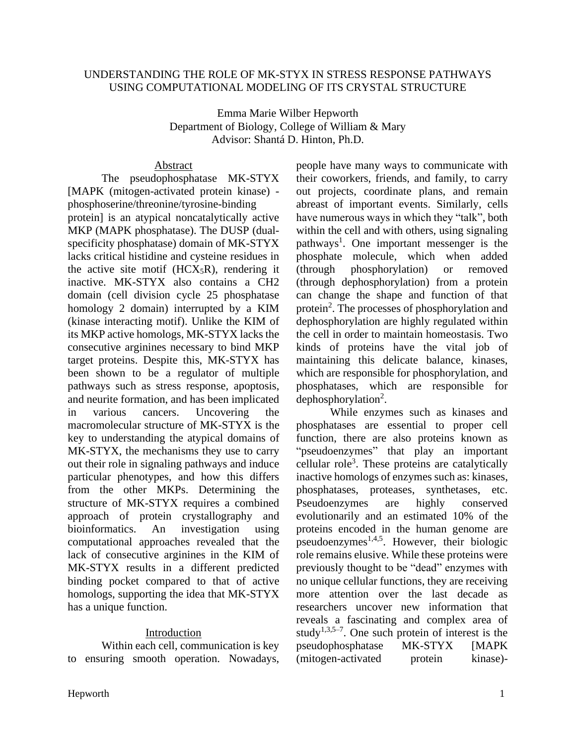# UNDERSTANDING THE ROLE OF MK-STYX IN STRESS RESPONSE PATHWAYS USING COMPUTATIONAL MODELING OF ITS CRYSTAL STRUCTURE

Emma Marie Wilber Hepworth
Department of Biology, College of William & Mary
Advisor: Shantá D. Hinton, Ph.D.

## Abstract

The pseudophosphatase MK-STYX [MAPK (mitogen-activated protein kinase) - phosphoserine/threonine/tyrosine-binding protein] is an atypical noncatalytically active MKP (MAPK phosphatase). The DUSP (dual-specificity phosphatase) domain of MK-STYX lacks critical histidine and cysteine residues in the active site motif ($HCX_5R$), rendering it inactive. MK-STYX also contains a CH2 domain (cell division cycle 25 phosphatase homology 2 domain) interrupted by a KIM (kinase interacting motif). Unlike the KIM of its MKP active homologs, MK-STYX lacks the consecutive arginines necessary to bind MKP target proteins. Despite this, MK-STYX has been shown to be a regulator of multiple pathways such as stress response, apoptosis, and neurite formation, and has been implicated in various cancers. Uncovering the macromolecular structure of MK-STYX is the key to understanding the atypical domains of MK-STYX, the mechanisms they use to carry out their role in signaling pathways and induce particular phenotypes, and how this differs from the other MKPs. Determining the structure of MK-STYX requires a combined approach of protein crystallography and bioinformatics. An investigation using computational approaches revealed that the lack of consecutive arginines in the KIM of MK-STYX results in a different predicted binding pocket compared to that of active homologs, supporting the idea that MK-STYX has a unique function.

## Introduction

Within each cell, communication is key to ensuring smooth operation. Nowadays, people have many ways to communicate with their coworkers, friends, and family, to carry out projects, coordinate plans, and remain abreast of important events. Similarly, cells have numerous ways in which they "talk", both within the cell and with others, using signaling pathways[1]. One important messenger is the phosphate molecule, which when added (through phosphorylation) or removed (through dephosphorylation) from a protein can change the shape and function of that protein[2]. The processes of phosphorylation and dephosphorylation are highly regulated within the cell in order to maintain homeostasis. Two kinds of proteins have the vital job of maintaining this delicate balance, kinases, which are responsible for phosphorylation, and phosphatases, which are responsible for dephosphorylation[2].

While enzymes such as kinases and phosphatases are essential to proper cell function, there are also proteins known as "pseudoenzymes" that play an important cellular role[3]. These proteins are catalytically inactive homologs of enzymes such as: kinases, phosphatases, proteases, synthetases, etc. Pseudoenzymes are highly conserved evolutionarily and an estimated 10% of the proteins encoded in the human genome are pseudoenzymes[1,4,5]. However, their biologic role remains elusive. While these proteins were previously thought to be "dead" enzymes with no unique cellular functions, they are receiving more attention over the last decade as researchers uncover new information that reveals a fascinating and complex area of study[1,3,5–7]. One such protein of interest is the pseudophosphatase MK-STYX [MAPK (mitogen-activated protein kinase)-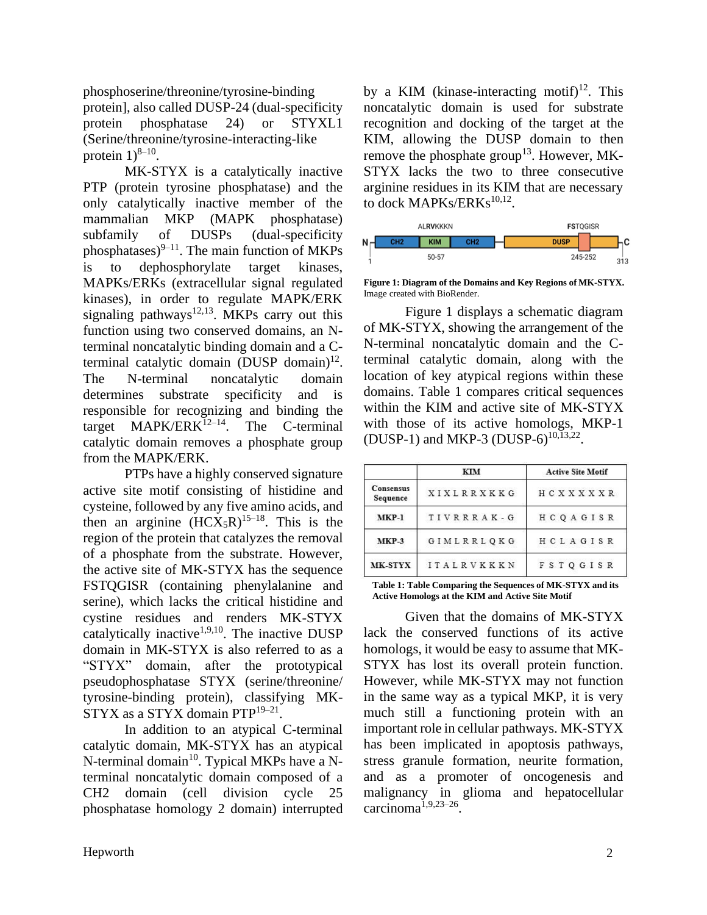phosphoserine/threonine/tyrosine-binding protein], also called DUSP-24 (dual-specificity protein phosphatase 24) or STYXL1 (Serine/threonine/tyrosine-interacting-like protein 1)[8–10].

MK-STYX is a catalytically inactive PTP (protein tyrosine phosphatase) and the only catalytically inactive member of the mammalian MKP (MAPK phosphatase) subfamily of DUSPs (dual-specificity phosphatases)[9–11]. The main function of MKPs is to dephosphorylate target kinases, MAPKs/ERKs (extracellular signal regulated kinases), in order to regulate MAPK/ERK signaling pathways[12,13]. MKPs carry out this function using two conserved domains, an N-terminal noncatalytic binding domain and a C-terminal catalytic domain (DUSP domain)[12]. The N-terminal noncatalytic domain determines substrate specificity and is responsible for recognizing and binding the target MAPK/ERK[12–14]. The C-terminal catalytic domain removes a phosphate group from the MAPK/ERK.

PTPs have a highly conserved signature active site motif consisting of histidine and cysteine, followed by any five amino acids, and then an arginine ($HCX_5R$)[15–18]. This is the region of the protein that catalyzes the removal of a phosphate from the substrate. However, the active site of MK-STYX has the sequence FSTQGISR (containing phenylalanine and serine), which lacks the critical histidine and cystine residues and renders MK-STYX catalytically inactive[1,9,10]. The inactive DUSP domain in MK-STYX is also referred to as a "STYX" domain, after the prototypical pseudophosphatase STYX (serine/threonine/ tyrosine-binding protein), classifying MK-STYX as a STYX domain PTP[19–21].

In addition to an atypical C-terminal catalytic domain, MK-STYX has an atypical N-terminal domain[10]. Typical MKPs have a N-terminal noncatalytic domain composed of a CH2 domain (cell division cycle 25 phosphatase homology 2 domain) interrupted by a KIM (kinase-interacting motif)[12]. This noncatalytic domain is used for substrate recognition and docking of the target at the KIM, allowing the DUSP domain to then remove the phosphate group[13]. However, MK-STYX lacks the two to three consecutive arginine residues in its KIM that are necessary to dock MAPKs/ERKs[10,12].

**Figure 1: Diagram of the Domains and Key Regions of MK-STYX.** Image created with BioRender.

Figure 1 displays a schematic diagram of MK-STYX, showing the arrangement of the N-terminal noncatalytic domain and the C-terminal catalytic domain, along with the location of key atypical regions within these domains. Table 1 compares critical sequences within the KIM and active site of MK-STYX with those of its active homologs, MKP-1 (DUSP-1) and MKP-3 (DUSP-6)[10,13,22].

| | KIM | Active Site Motif |
|---|---|---|
| Consensus Sequence | X I X L R R X K K G | H C X X X X X R |
| MKP-1 | T I V R R R A K - G | H C Q A G I S R |
| MKP-3 | G I M L R R L Q K G | H C L A G I S R |
| MK-STYX | I T A L R V K K K N | F S T Q G I S R |

**Table 1: Table Comparing the Sequences of MK-STYX and its Active Homologs at the KIM and Active Site Motif**

Given that the domains of MK-STYX lack the conserved functions of its active homologs, it would be easy to assume that MK-STYX has lost its overall protein function. However, while MK-STYX may not function in the same way as a typical MKP, it is very much still a functioning protein with an important role in cellular pathways. MK-STYX has been implicated in apoptosis pathways, stress granule formation, neurite formation, and as a promoter of oncogenesis and malignancy in glioma and hepatocellular carcinoma[1,9,23–26].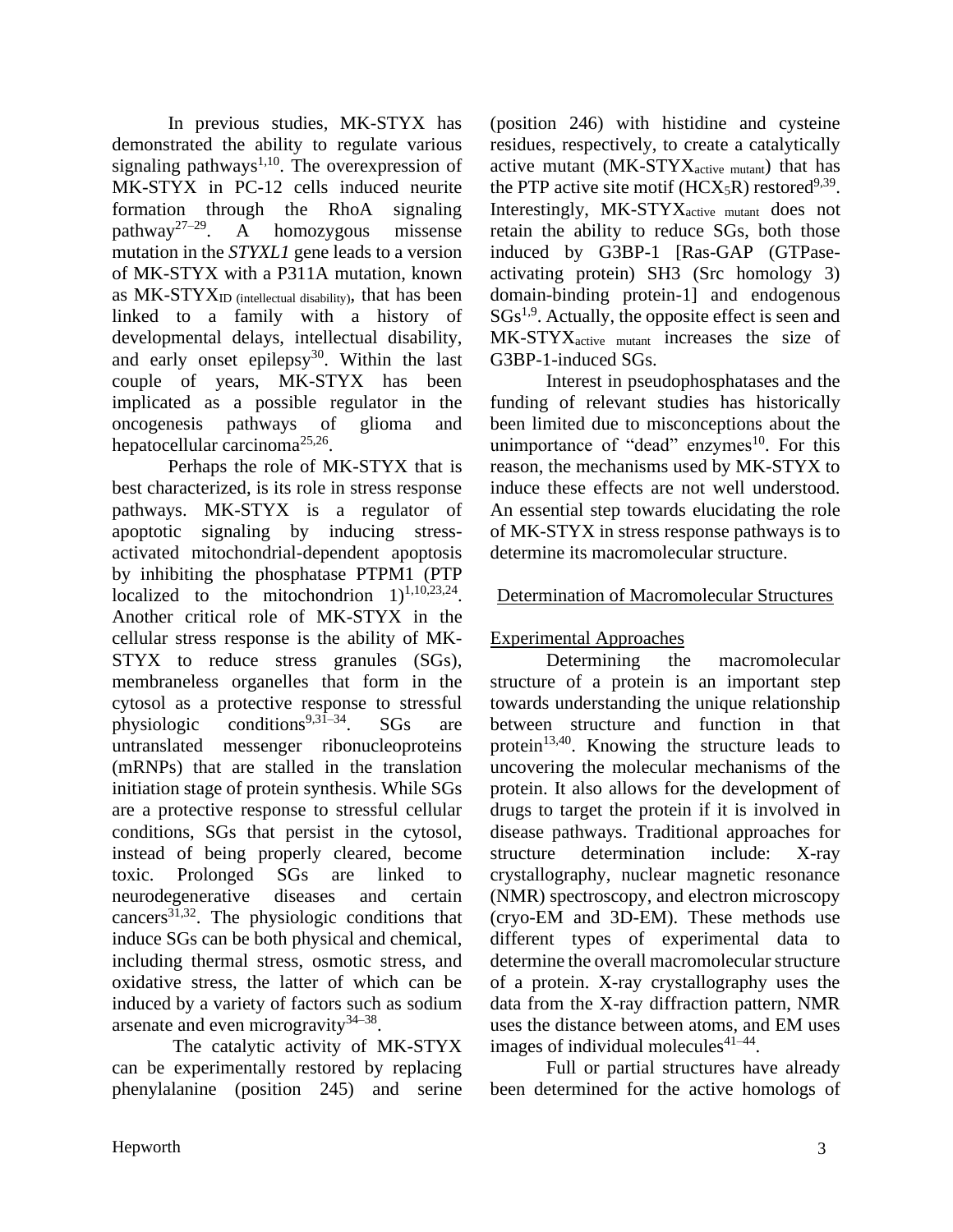In previous studies, MK-STYX has demonstrated the ability to regulate various signaling pathways[1,10]. The overexpression of MK-STYX in PC-12 cells induced neurite formation through the RhoA signaling pathway[27–29]. A homozygous missense mutation in the *STYXL1* gene leads to a version of MK-STYX with a P311A mutation, known as $\text{MK-STYX}_{\text{ID (intellectual disability)}}$, that has been linked to a family with a history of developmental delays, intellectual disability, and early onset epilepsy[30]. Within the last couple of years, MK-STYX has been implicated as a possible regulator in the oncogenesis pathways of glioma and hepatocellular carcinoma[25,26].

Perhaps the role of MK-STYX that is best characterized, is its role in stress response pathways. MK-STYX is a regulator of apoptotic signaling by inducing stress-activated mitochondrial-dependent apoptosis by inhibiting the phosphatase PTPM1 (PTP localized to the mitochondrion 1)[1,10,23,24]. Another critical role of MK-STYX in the cellular stress response is the ability of MK-STYX to reduce stress granules (SGs), membraneless organelles that form in the cytosol as a protective response to stressful physiologic conditions[9,31–34]. SGs are untranslated messenger ribonucleoproteins (mRNPs) that are stalled in the translation initiation stage of protein synthesis. While SGs are a protective response to stressful cellular conditions, SGs that persist in the cytosol, instead of being properly cleared, become toxic. Prolonged SGs are linked to neurodegenerative diseases and certain cancers[31,32]. The physiologic conditions that induce SGs can be both physical and chemical, including thermal stress, osmotic stress, and oxidative stress, the latter of which can be induced by a variety of factors such as sodium arsenate and even microgravity[34–38].

The catalytic activity of MK-STYX can be experimentally restored by replacing phenylalanine (position 245) and serine (position 246) with histidine and cysteine residues, respectively, to create a catalytically active mutant ($\text{MK-STYX}_{\text{active mutant}}$) that has the PTP active site motif ($\text{HCX}_5\text{R}$) restored[9,39]. Interestingly, $\text{MK-STYX}_{\text{active mutant}}$ does not retain the ability to reduce SGs, both those induced by G3BP-1 [Ras-GAP (GTPase-activating protein) SH3 (Src homology 3) domain-binding protein-1] and endogenous SGs[1,9]. Actually, the opposite effect is seen and $\text{MK-STYX}_{\text{active mutant}}$ increases the size of G3BP-1-induced SGs.

Interest in pseudophosphatases and the funding of relevant studies has historically been limited due to misconceptions about the unimportance of "dead" enzymes[10]. For this reason, the mechanisms used by MK-STYX to induce these effects are not well understood. An essential step towards elucidating the role of MK-STYX in stress response pathways is to determine its macromolecular structure.

## Determination of Macromolecular Structures

### Experimental Approaches

Determining the macromolecular structure of a protein is an important step towards understanding the unique relationship between structure and function in that protein[13,40]. Knowing the structure leads to uncovering the molecular mechanisms of the protein. It also allows for the development of drugs to target the protein if it is involved in disease pathways. Traditional approaches for structure determination include: X-ray crystallography, nuclear magnetic resonance (NMR) spectroscopy, and electron microscopy (cryo-EM and 3D-EM). These methods use different types of experimental data to determine the overall macromolecular structure of a protein. X-ray crystallography uses the data from the X-ray diffraction pattern, NMR uses the distance between atoms, and EM uses images of individual molecules[41–44].

Full or partial structures have already been determined for the active homologs of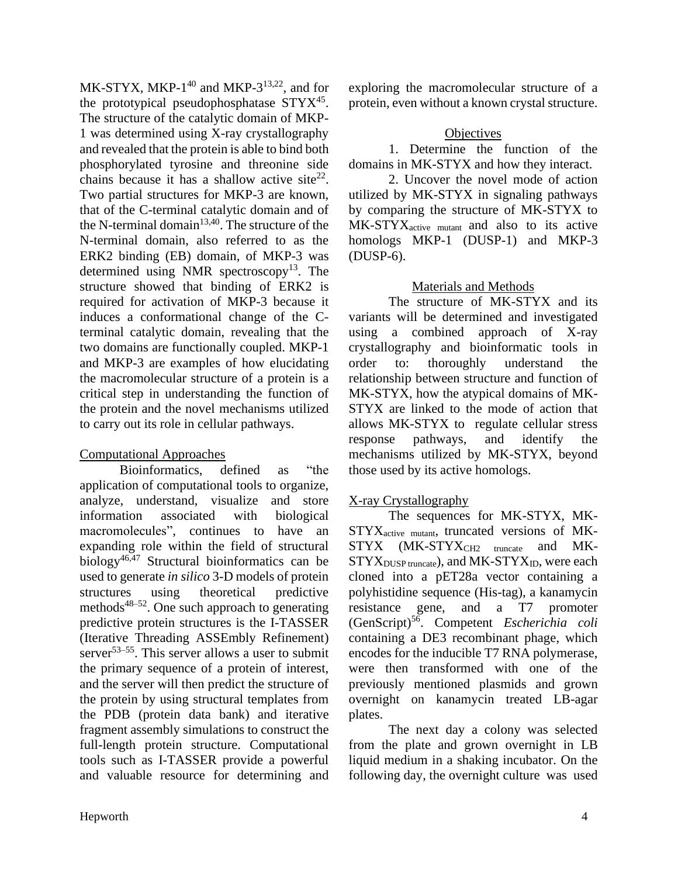MK-STYX, MKP-1[40] and MKP-3[13,22], and for the prototypical pseudophosphatase STYX[45]. The structure of the catalytic domain of MKP-1 was determined using X-ray crystallography and revealed that the protein is able to bind both phosphorylated tyrosine and threonine side chains because it has a shallow active site[22]. Two partial structures for MKP-3 are known, that of the C-terminal catalytic domain and of the N-terminal domain[13,40]. The structure of the N-terminal domain, also referred to as the ERK2 binding (EB) domain, of MKP-3 was determined using NMR spectroscopy[13]. The structure showed that binding of ERK2 is required for activation of MKP-3 because it induces a conformational change of the C-terminal catalytic domain, revealing that the two domains are functionally coupled. MKP-1 and MKP-3 are examples of how elucidating the macromolecular structure of a protein is a critical step in understanding the function of the protein and the novel mechanisms utilized to carry out its role in cellular pathways.

## Computational Approaches

Bioinformatics, defined as "the application of computational tools to organize, analyze, understand, visualize and store information associated with biological macromolecules", continues to have an expanding role within the field of structural biology[46,47] Structural bioinformatics can be used to generate *in silico* 3-D models of protein structures using theoretical predictive methods[48–52]. One such approach to generating predictive protein structures is the I-TASSER (Iterative Threading ASSEmbly Refinement) server[53–55]. This server allows a user to submit the primary sequence of a protein of interest, and the server will then predict the structure of the protein by using structural templates from the PDB (protein data bank) and iterative fragment assembly simulations to construct the full-length protein structure. Computational tools such as I-TASSER provide a powerful and valuable resource for determining and exploring the macromolecular structure of a protein, even without a known crystal structure.

## Objectives

1. Determine the function of the domains in MK-STYX and how they interact.

2. Uncover the novel mode of action utilized by MK-STYX in signaling pathways by comparing the structure of MK-STYX to MK-STYX$_{\text{active mutant}}$ and also to its active homologs MKP-1 (DUSP-1) and MKP-3 (DUSP-6).

## Materials and Methods

The structure of MK-STYX and its variants will be determined and investigated using a combined approach of X-ray crystallography and bioinformatic tools in order to: thoroughly understand the relationship between structure and function of MK-STYX, how the atypical domains of MK-STYX are linked to the mode of action that allows MK-STYX to regulate cellular stress response pathways, and identify the mechanisms utilized by MK-STYX, beyond those used by its active homologs.

## X-ray Crystallography

The sequences for MK-STYX, MK-STYX$_{\text{active mutant}}$, truncated versions of MK-STYX (MK-STYX$_{\text{CH2 truncate}}$ and MK-STYX$_{\text{DUSP truncate}}$), and MK-STYX$_{\text{ID}}$, were each cloned into a pET28a vector containing a polyhistidine sequence (His-tag), a kanamycin resistance gene, and a T7 promoter (GenScript)[56]. Competent *Escherichia coli* containing a DE3 recombinant phage, which encodes for the inducible T7 RNA polymerase, were then transformed with one of the previously mentioned plasmids and grown overnight on kanamycin treated LB-agar plates.

The next day a colony was selected from the plate and grown overnight in LB liquid medium in a shaking incubator. On the following day, the overnight culture was used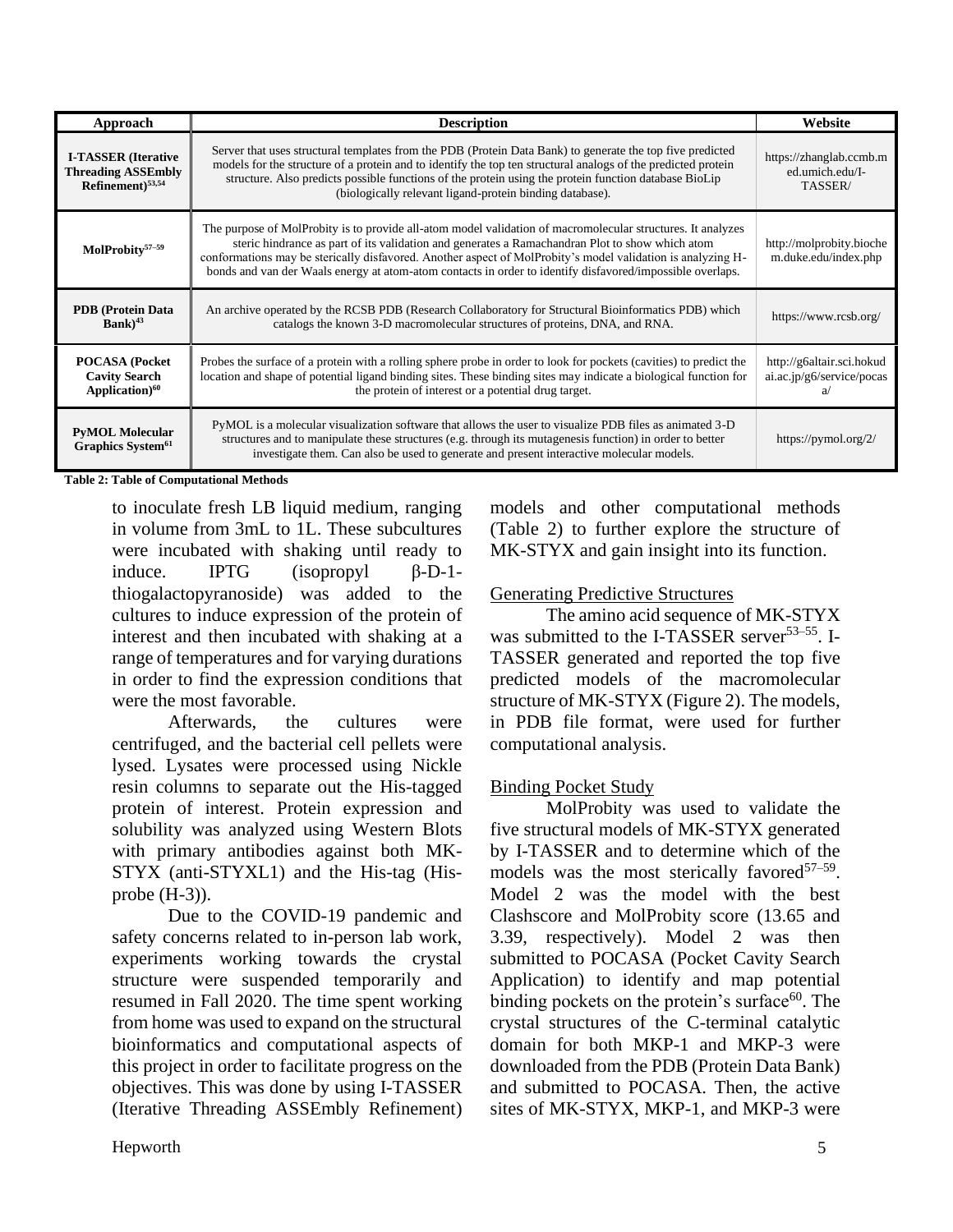| Approach | Description | Website |
|---|---|---|
| **I-TASSER (Iterative Threading ASSEmbly Refinement)[53,54]** | Server that uses structural templates from the PDB (Protein Data Bank) to generate the top five predicted models for the structure of a protein and to identify the top ten structural analogs of the predicted protein structure. Also predicts possible functions of the protein using the protein function database BioLip (biologically relevant ligand-protein binding database). | https://zhanglab.ccmb.med.umich.edu/I-TASSER/ |
| **MolProbity[57–59]** | The purpose of MolProbity is to provide all-atom model validation of macromolecular structures. It analyzes steric hindrance as part of its validation and generates a Ramachandran Plot to show which atom conformations may be sterically disfavored. Another aspect of MolProbity's model validation is analyzing H-bonds and van der Waals energy at atom-atom contacts in order to identify disfavored/impossible overlaps. | http://molprobity.biochem.duke.edu/index.php |
| **PDB (Protein Data Bank)[43]** | An archive operated by the RCSB PDB (Research Collaboratory for Structural Bioinformatics PDB) which catalogs the known 3-D macromolecular structures of proteins, DNA, and RNA. | https://www.rcsb.org/ |
| **POCASA (Pocket Cavity Search Application)[60]** | Probes the surface of a protein with a rolling sphere probe in order to look for pockets (cavities) to predict the location and shape of potential ligand binding sites. These binding sites may indicate a biological function for the protein of interest or a potential drug target. | http://g6altair.sci.hokudai.ac.jp/g6/service/pocasa/ |
| **PyMOL Molecular Graphics System[61]** | PyMOL is a molecular visualization software that allows the user to visualize PDB files as animated 3-D structures and to manipulate these structures (e.g. through its mutagenesis function) in order to better investigate them. Can also be used to generate and present interactive molecular models. | https://pymol.org/2/ |

**Table 2: Table of Computational Methods**

to inoculate fresh LB liquid medium, ranging in volume from 3mL to 1L. These subcultures were incubated with shaking until ready to induce. IPTG (isopropyl β-D-1-thiogalactopyranoside) was added to the cultures to induce expression of the protein of interest and then incubated with shaking at a range of temperatures and for varying durations in order to find the expression conditions that were the most favorable.

Afterwards, the cultures were centrifuged, and the bacterial cell pellets were lysed. Lysates were processed using Nickle resin columns to separate out the His-tagged protein of interest. Protein expression and solubility was analyzed using Western Blots with primary antibodies against both MK-STYX (anti-STYXL1) and the His-tag (His-probe (H-3)).

Due to the COVID-19 pandemic and safety concerns related to in-person lab work, experiments working towards the crystal structure were suspended temporarily and resumed in Fall 2020. The time spent working from home was used to expand on the structural bioinformatics and computational aspects of this project in order to facilitate progress on the objectives. This was done by using I-TASSER (Iterative Threading ASSEmbly Refinement) models and other computational methods (Table 2) to further explore the structure of MK-STYX and gain insight into its function.

## Generating Predictive Structures

The amino acid sequence of MK-STYX was submitted to the I-TASSER server[53–55]. I-TASSER generated and reported the top five predicted models of the macromolecular structure of MK-STYX (Figure 2). The models, in PDB file format, were used for further computational analysis.

## Binding Pocket Study

MolProbity was used to validate the five structural models of MK-STYX generated by I-TASSER and to determine which of the models was the most sterically favored[57–59]. Model 2 was the model with the best Clashscore and MolProbity score (13.65 and 3.39, respectively). Model 2 was then submitted to POCASA (Pocket Cavity Search Application) to identify and map potential binding pockets on the protein's surface[60]. The crystal structures of the C-terminal catalytic domain for both MKP-1 and MKP-3 were downloaded from the PDB (Protein Data Bank) and submitted to POCASA. Then, the active sites of MK-STYX, MKP-1, and MKP-3 were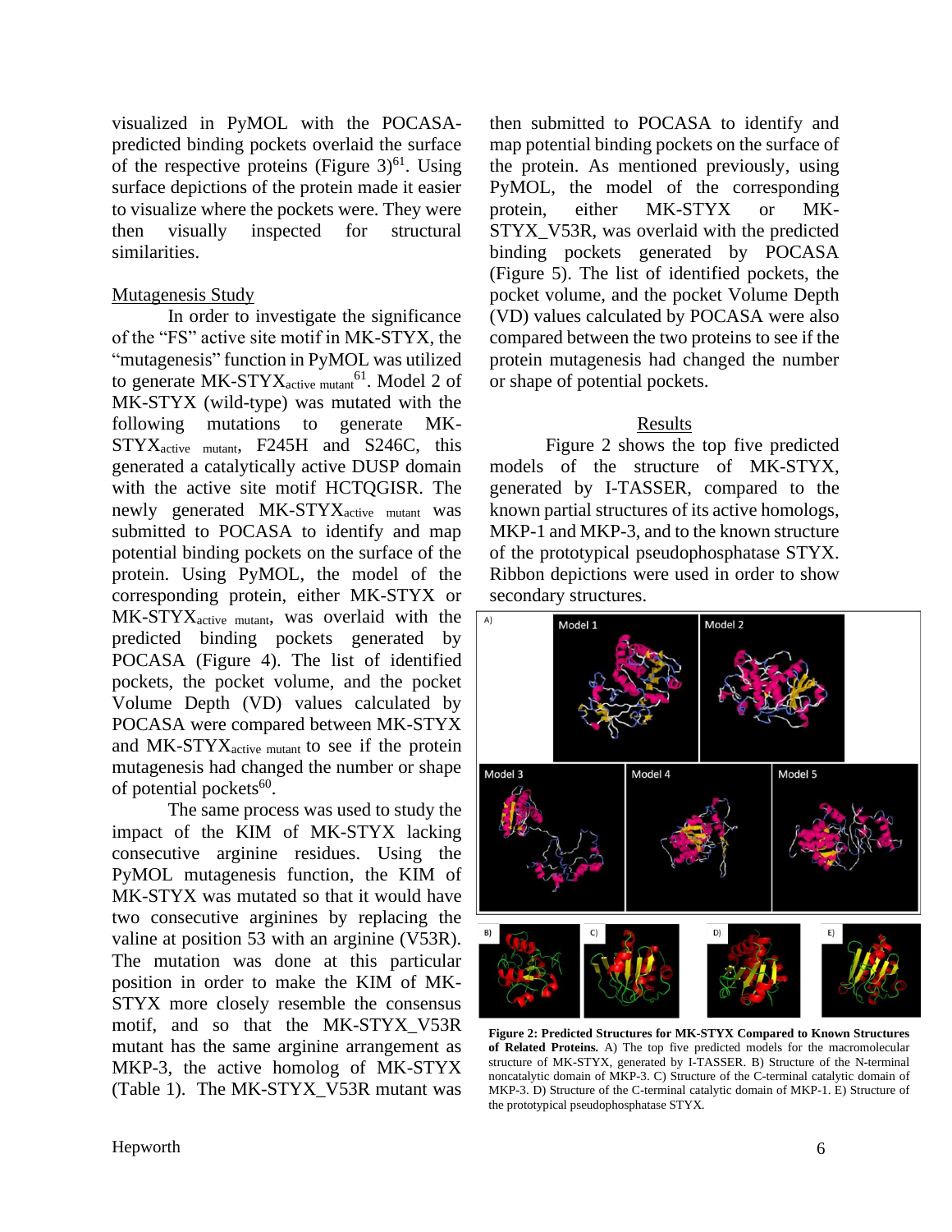visualized in PyMOL with the POCASA-predicted binding pockets overlaid the surface of the respective proteins (Figure 3)[61]. Using surface depictions of the protein made it easier to visualize where the pockets were. They were then visually inspected for structural similarities.

## Mutagenesis Study

In order to investigate the significance of the "FS" active site motif in MK-STYX, the "mutagenesis" function in PyMOL was utilized to generate MK-STYX$_{active\ mutant}$[61]. Model 2 of MK-STYX (wild-type) was mutated with the following mutations to generate MK-STYX$_{active\ mutant}$, F245H and S246C, this generated a catalytically active DUSP domain with the active site motif HCTQGISR. The newly generated MK-STYX$_{active\ mutant}$ was submitted to POCASA to identify and map potential binding pockets on the surface of the protein. Using PyMOL, the model of the corresponding protein, either MK-STYX or MK-STYX$_{active\ mutant}$, was overlaid with the predicted binding pockets generated by POCASA (Figure 4). The list of identified pockets, the pocket volume, and the pocket Volume Depth (VD) values calculated by POCASA were compared between MK-STYX and MK-STYX$_{active\ mutant}$ to see if the protein mutagenesis had changed the number or shape of potential pockets[60].

The same process was used to study the impact of the KIM of MK-STYX lacking consecutive arginine residues. Using the PyMOL mutagenesis function, the KIM of MK-STYX was mutated so that it would have two consecutive arginines by replacing the valine at position 53 with an arginine (V53R). The mutation was done at this particular position in order to make the KIM of MK-STYX more closely resemble the consensus motif, and so that the MK-STYX_V53R mutant has the same arginine arrangement as MKP-3, the active homolog of MK-STYX (Table 1). The MK-STYX_V53R mutant was then submitted to POCASA to identify and map potential binding pockets on the surface of the protein. As mentioned previously, using PyMOL, the model of the corresponding protein, either MK-STYX or MK-STYX_V53R, was overlaid with the predicted binding pockets generated by POCASA (Figure 5). The list of identified pockets, the pocket volume, and the pocket Volume Depth (VD) values calculated by POCASA were also compared between the two proteins to see if the protein mutagenesis had changed the number or shape of potential pockets.

## Results

Figure 2 shows the top five predicted models of the structure of MK-STYX, generated by I-TASSER, compared to the known partial structures of its active homologs, MKP-1 and MKP-3, and to the known structure of the prototypical pseudophosphatase STYX. Ribbon depictions were used in order to show secondary structures.

**Figure 2: Predicted Structures for MK-STYX Compared to Known Structures of Related Proteins.** A) The top five predicted models for the macromolecular structure of MK-STYX, generated by I-TASSER. B) Structure of the N-terminal noncatalytic domain of MKP-3. C) Structure of the C-terminal catalytic domain of MKP-3. D) Structure of the C-terminal catalytic domain of MKP-1. E) Structure of the prototypical pseudophosphatase STYX.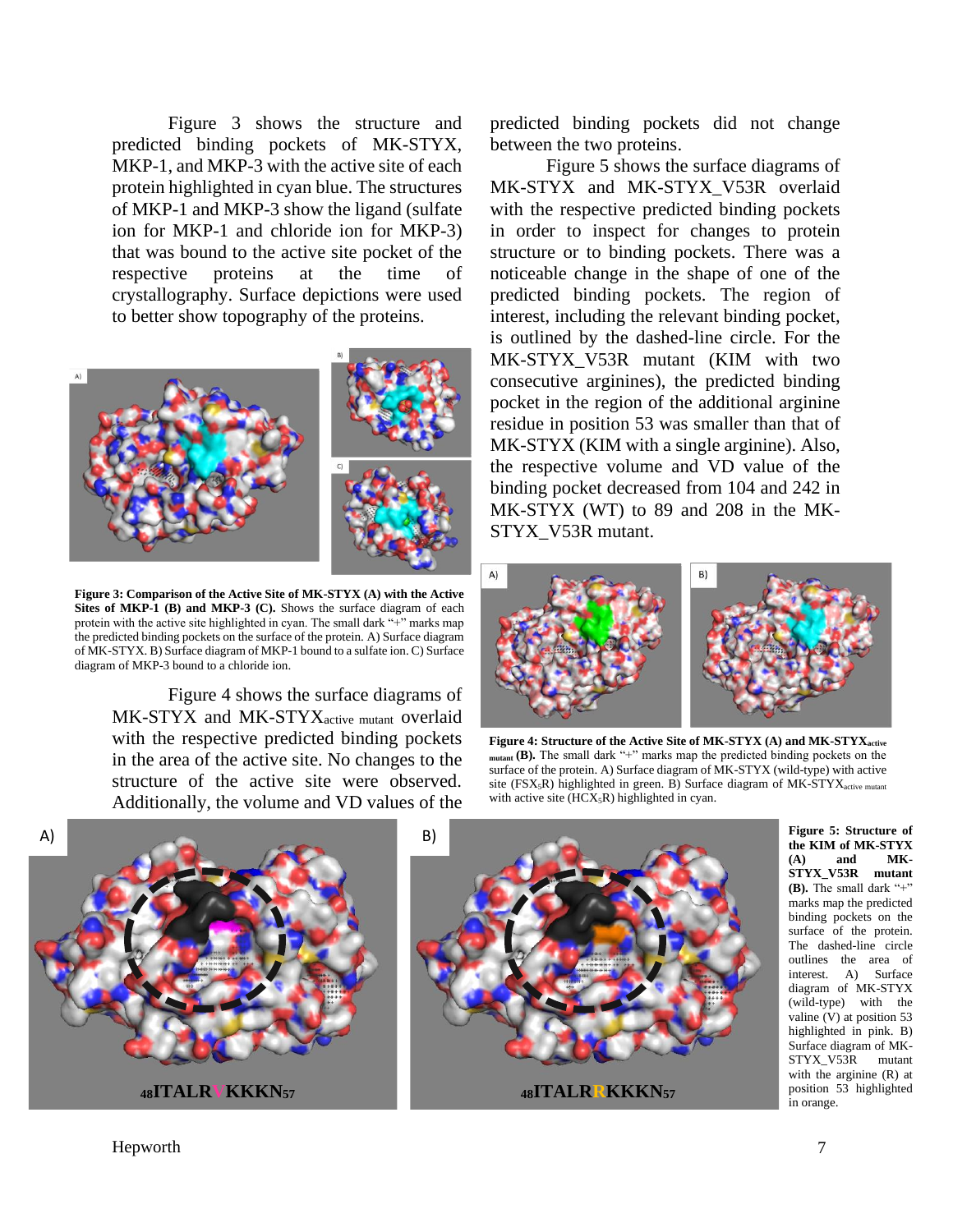Figure 3 shows the structure and predicted binding pockets of MK-STYX, MKP-1, and MKP-3 with the active site of each protein highlighted in cyan blue. The structures of MKP-1 and MKP-3 show the ligand (sulfate ion for MKP-1 and chloride ion for MKP-3) that was bound to the active site pocket of the respective proteins at the time of crystallography. Surface depictions were used to better show topography of the proteins.

**Figure 3: Comparison of the Active Site of MK-STYX (A) with the Active Sites of MKP-1 (B) and MKP-3 (C).** Shows the surface diagram of each protein with the active site highlighted in cyan. The small dark "+" marks map the predicted binding pockets on the surface of the protein. A) Surface diagram of MK-STYX. B) Surface diagram of MKP-1 bound to a sulfate ion. C) Surface diagram of MKP-3 bound to a chloride ion.

Figure 4 shows the surface diagrams of MK-STYX and MK-STYX$_{\text{active mutant}}$ overlaid with the respective predicted binding pockets in the area of the active site. No changes to the structure of the active site were observed. Additionally, the volume and VD values of the predicted binding pockets did not change between the two proteins.

Figure 5 shows the surface diagrams of MK-STYX and MK-STYX_V53R overlaid with the respective predicted binding pockets in order to inspect for changes to protein structure or to binding pockets. There was a noticeable change in the shape of one of the predicted binding pockets. The region of interest, including the relevant binding pocket, is outlined by the dashed-line circle. For the MK-STYX_V53R mutant (KIM with two consecutive arginines), the predicted binding pocket in the region of the additional arginine residue in position 53 was smaller than that of MK-STYX (KIM with a single arginine). Also, the respective volume and VD value of the binding pocket decreased from 104 and 242 in MK-STYX (WT) to 89 and 208 in the MK-STYX_V53R mutant.

**Figure 4: Structure of the Active Site of MK-STYX (A) and MK-STYX$_{\text{active mutant}}$ (B).** The small dark "+" marks map the predicted binding pockets on the surface of the protein. A) Surface diagram of MK-STYX (wild-type) with active site (FSX$_5$R) highlighted in green. B) Surface diagram of MK-STYX$_{\text{active mutant}}$ with active site (HCX$_5$R) highlighted in cyan.

A) $_{48}$ITALRVKKKN$_{57}$

B) $_{48}$ITALRRKKKN$_{57}$

**Figure 5: Structure of the KIM of MK-STYX (A) and MK-STYX_V53R mutant (B).** The small dark "+" marks map the predicted binding pockets on the surface of the protein. The dashed-line circle outlines the area of interest. A) Surface diagram of MK-STYX (wild-type) with the valine (V) at position 53 highlighted in pink. B) Surface diagram of MK-STYX_V53R mutant with the arginine (R) at position 53 highlighted in orange.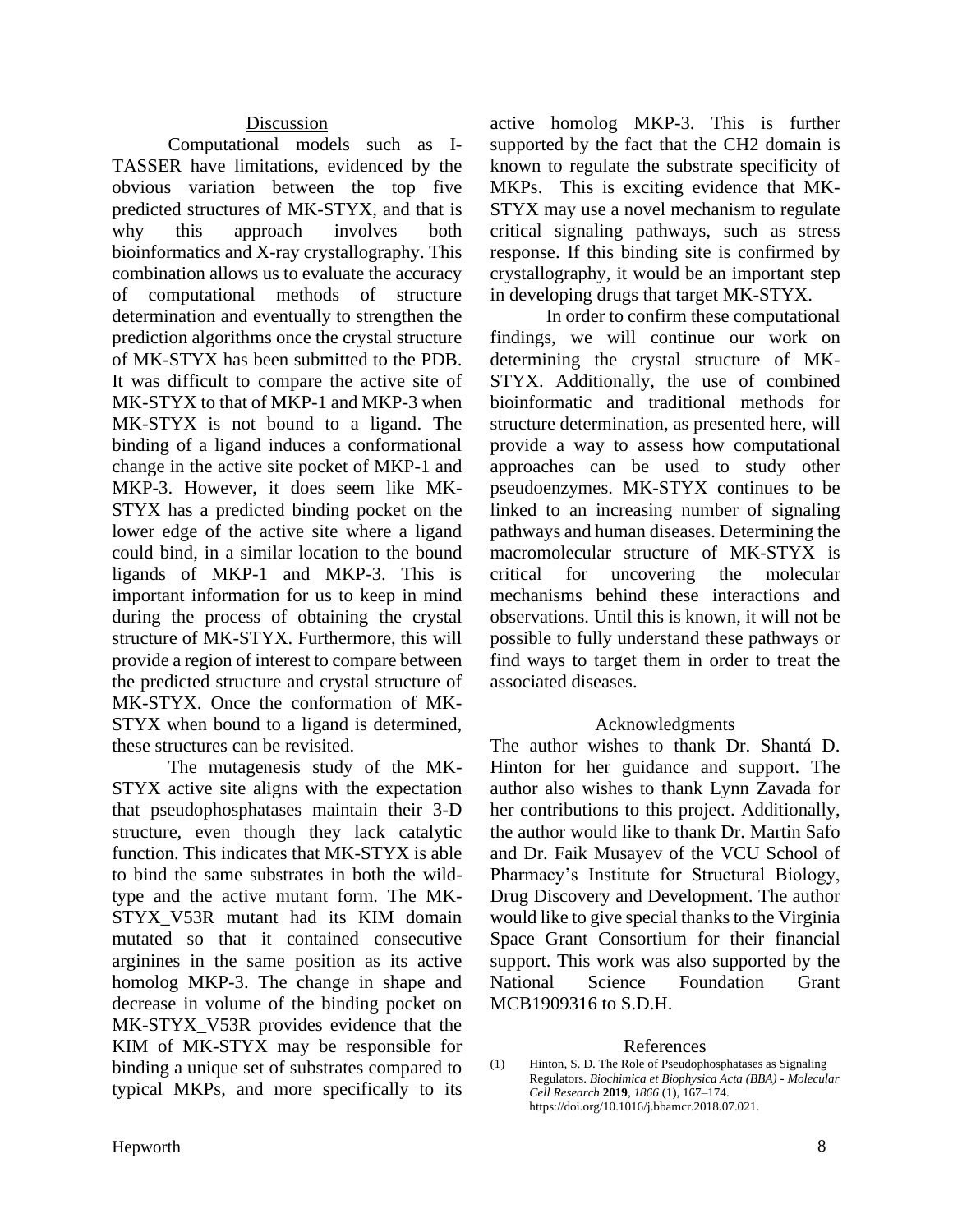## Discussion

Computational models such as I-TASSER have limitations, evidenced by the obvious variation between the top five predicted structures of MK-STYX, and that is why this approach involves both bioinformatics and X-ray crystallography. This combination allows us to evaluate the accuracy of computational methods of structure determination and eventually to strengthen the prediction algorithms once the crystal structure of MK-STYX has been submitted to the PDB. It was difficult to compare the active site of MK-STYX to that of MKP-1 and MKP-3 when MK-STYX is not bound to a ligand. The binding of a ligand induces a conformational change in the active site pocket of MKP-1 and MKP-3. However, it does seem like MK-STYX has a predicted binding pocket on the lower edge of the active site where a ligand could bind, in a similar location to the bound ligands of MKP-1 and MKP-3. This is important information for us to keep in mind during the process of obtaining the crystal structure of MK-STYX. Furthermore, this will provide a region of interest to compare between the predicted structure and crystal structure of MK-STYX. Once the conformation of MK-STYX when bound to a ligand is determined, these structures can be revisited.

The mutagenesis study of the MK-STYX active site aligns with the expectation that pseudophosphatases maintain their 3-D structure, even though they lack catalytic function. This indicates that MK-STYX is able to bind the same substrates in both the wild-type and the active mutant form. The MK-STYX_V53R mutant had its KIM domain mutated so that it contained consecutive arginines in the same position as its active homolog MKP-3. The change in shape and decrease in volume of the binding pocket on MK-STYX_V53R provides evidence that the KIM of MK-STYX may be responsible for binding a unique set of substrates compared to typical MKPs, and more specifically to its active homolog MKP-3. This is further supported by the fact that the CH2 domain is known to regulate the substrate specificity of MKPs. This is exciting evidence that MK-STYX may use a novel mechanism to regulate critical signaling pathways, such as stress response. If this binding site is confirmed by crystallography, it would be an important step in developing drugs that target MK-STYX.

In order to confirm these computational findings, we will continue our work on determining the crystal structure of MK-STYX. Additionally, the use of combined bioinformatic and traditional methods for structure determination, as presented here, will provide a way to assess how computational approaches can be used to study other pseudoenzymes. MK-STYX continues to be linked to an increasing number of signaling pathways and human diseases. Determining the macromolecular structure of MK-STYX is critical for uncovering the molecular mechanisms behind these interactions and observations. Until this is known, it will not be possible to fully understand these pathways or find ways to target them in order to treat the associated diseases.

## Acknowledgments

The author wishes to thank Dr. Shantá D. Hinton for her guidance and support. The author also wishes to thank Lynn Zavada for her contributions to this project. Additionally, the author would like to thank Dr. Martin Safo and Dr. Faik Musayev of the VCU School of Pharmacy's Institute for Structural Biology, Drug Discovery and Development. The author would like to give special thanks to the Virginia Space Grant Consortium for their financial support. This work was also supported by the National Science Foundation Grant MCB1909316 to S.D.H.

## References

(1) Hinton, S. D. The Role of Pseudophosphatases as Signaling Regulators. *Biochimica et Biophysica Acta (BBA) - Molecular Cell Research* **2019**, *1866* (1), 167–174. https://doi.org/10.1016/j.bbamcr.2018.07.021.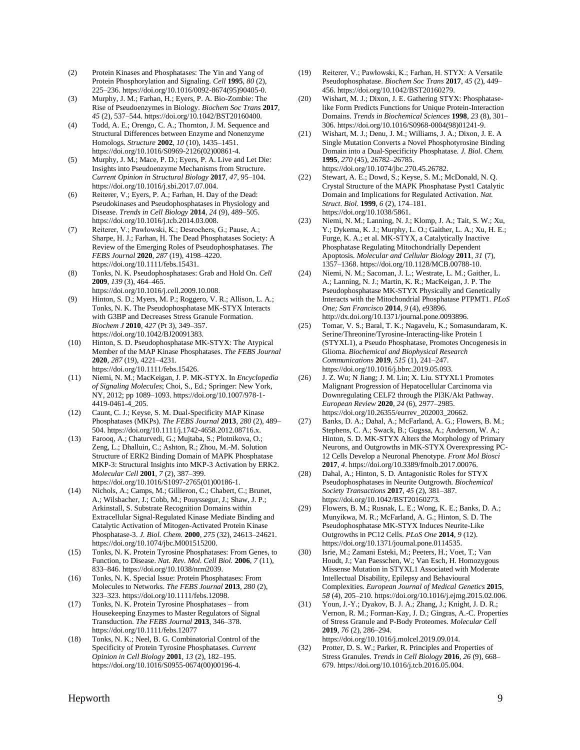(2) Protein Kinases and Phosphatases: The Yin and Yang of Protein Phosphorylation and Signaling. *Cell* **1995**, *80* (2), 225–236. https://doi.org/10.1016/0092-8674(95)90405-0.

(3) Murphy, J. M.; Farhan, H.; Eyers, P. A. Bio-Zombie: The Rise of Pseudoenzymes in Biology. *Biochem Soc Trans* **2017**, *45* (2), 537–544. https://doi.org/10.1042/BST20160400.

(4) Todd, A. E.; Orengo, C. A.; Thornton, J. M. Sequence and Structural Differences between Enzyme and Nonenzyme Homologs. *Structure* **2002**, *10* (10), 1435–1451. https://doi.org/10.1016/S0969-2126(02)00861-4.

(5) Murphy, J. M.; Mace, P. D.; Eyers, P. A. Live and Let Die: Insights into Pseudoenzyme Mechanisms from Structure. *Current Opinion in Structural Biology* **2017**, *47*, 95–104. https://doi.org/10.1016/j.sbi.2017.07.004.

(6) Reiterer, V.; Eyers, P. A.; Farhan, H. Day of the Dead: Pseudokinases and Pseudophosphatases in Physiology and Disease. *Trends in Cell Biology* **2014**, *24* (9), 489–505. https://doi.org/10.1016/j.tcb.2014.03.008.

(7) Reiterer, V.; Pawłowski, K.; Desrochers, G.; Pause, A.; Sharpe, H. J.; Farhan, H. The Dead Phosphatases Society: A Review of the Emerging Roles of Pseudophosphatases. *The FEBS Journal* **2020**, *287* (19), 4198–4220. https://doi.org/10.1111/febs.15431.

(8) Tonks, N. K. Pseudophosphatases: Grab and Hold On. *Cell* **2009**, *139* (3), 464–465. https://doi.org/10.1016/j.cell.2009.10.008.

(9) Hinton, S. D.; Myers, M. P.; Roggero, V. R.; Allison, L. A.; Tonks, N. K. The Pseudophosphatase MK-STYX Interacts with G3BP and Decreases Stress Granule Formation. *Biochem J* **2010**, *427* (Pt 3), 349–357. https://doi.org/10.1042/BJ20091383.

(10) Hinton, S. D. Pseudophosphatase MK-STYX: The Atypical Member of the MAP Kinase Phosphatases. *The FEBS Journal* **2020**, *287* (19), 4221–4231. https://doi.org/10.1111/febs.15426.

(11) Niemi, N. M.; MacKeigan, J. P. MK-STYX. In *Encyclopedia of Signaling Molecules*; Choi, S., Ed.; Springer: New York, NY, 2012; pp 1089–1093. https://doi.org/10.1007/978-1-4419-0461-4_205.

(12) Caunt, C. J.; Keyse, S. M. Dual-Specificity MAP Kinase Phosphatases (MKPs). *The FEBS Journal* **2013**, *280* (2), 489–504. https://doi.org/10.1111/j.1742-4658.2012.08716.x.

(13) Farooq, A.; Chaturvedi, G.; Mujtaba, S.; Plotnikova, O.; Zeng, L.; Dhalluin, C.; Ashton, R.; Zhou, M.-M. Solution Structure of ERK2 Binding Domain of MAPK Phosphatase MKP-3: Structural Insights into MKP-3 Activation by ERK2. *Molecular Cell* **2001**, *7* (2), 387–399. https://doi.org/10.1016/S1097-2765(01)00186-1.

(14) Nichols, A.; Camps, M.; Gillieron, C.; Chabert, C.; Brunet, A.; Wilsbacher, J.; Cobb, M.; Pouyssegur, J.; Shaw, J. P.; Arkinstall, S. Substrate Recognition Domains within Extracellular Signal-Regulated Kinase Mediate Binding and Catalytic Activation of Mitogen-Activated Protein Kinase Phosphatase-3. *J. Biol. Chem.* **2000**, *275* (32), 24613–24621. https://doi.org/10.1074/jbc.M001515200.

(15) Tonks, N. K. Protein Tyrosine Phosphatases: From Genes, to Function, to Disease. *Nat. Rev. Mol. Cell Biol.* **2006**, *7* (11), 833–846. https://doi.org/10.1038/nrm2039.

(16) Tonks, N. K. Special Issue: Protein Phosphatases: From Molecules to Networks. *The FEBS Journal* **2013**, *280* (2), 323–323. https://doi.org/10.1111/febs.12098.

(17) Tonks, N. K. Protein Tyrosine Phosphatases – from Housekeeping Enzymes to Master Regulators of Signal Transduction. *The FEBS Journal* **2013**, 346–378. https://doi.org/10.1111/febs.12077

(18) Tonks, N. K.; Neel, B. G. Combinatorial Control of the Specificity of Protein Tyrosine Phosphatases. *Current Opinion in Cell Biology* **2001**, *13* (2), 182–195. https://doi.org/10.1016/S0955-0674(00)00196-4.

(19) Reiterer, V.; Pawłowski, K.; Farhan, H. STYX: A Versatile Pseudophosphatase. *Biochem Soc Trans* **2017**, *45* (2), 449–456. https://doi.org/10.1042/BST20160279.

(20) Wishart, M. J.; Dixon, J. E. Gathering STYX: Phosphatase-like Form Predicts Functions for Unique Protein-Interaction Domains. *Trends in Biochemical Sciences* **1998**, *23* (8), 301–306. https://doi.org/10.1016/S0968-0004(98)01241-9.

(21) Wishart, M. J.; Denu, J. M.; Williams, J. A.; Dixon, J. E. A Single Mutation Converts a Novel Phosphotyrosine Binding Domain into a Dual-Specificity Phosphatase. *J. Biol. Chem.* **1995**, *270* (45), 26782–26785. https://doi.org/10.1074/jbc.270.45.26782.

(22) Stewart, A. E.; Dowd, S.; Keyse, S. M.; McDonald, N. Q. Crystal Structure of the MAPK Phosphatase Pyst1 Catalytic Domain and Implications for Regulated Activation. *Nat. Struct. Biol.* **1999**, *6* (2), 174–181. https://doi.org/10.1038/5861.

(23) Niemi, N. M.; Lanning, N. J.; Klomp, J. A.; Tait, S. W.; Xu, Y.; Dykema, K. J.; Murphy, L. O.; Gaither, L. A.; Xu, H. E.; Furge, K. A.; et al. MK-STYX, a Catalytically Inactive Phosphatase Regulating Mitochondrially Dependent Apoptosis. *Molecular and Cellular Biology* **2011**, *31* (7), 1357–1368. https://doi.org/10.1128/MCB.00788-10.

(24) Niemi, N. M.; Sacoman, J. L.; Westrate, L. M.; Gaither, L. A.; Lanning, N. J.; Martin, K. R.; MacKeigan, J. P. The Pseudophosphatase MK-STYX Physically and Genetically Interacts with the Mitochondrial Phosphatase PTPMT1. *PLoS One; San Francisco* **2014**, *9* (4), e93896. http://dx.doi.org/10.1371/journal.pone.0093896.

(25) Tomar, V. S.; Baral, T. K.; Nagavelu, K.; Somasundaram, K. Serine/Threonine/Tyrosine-Interacting-like Protein 1 (STYXL1), a Pseudo Phosphatase, Promotes Oncogenesis in Glioma. *Biochemical and Biophysical Research Communications* **2019**, *515* (1), 241–247. https://doi.org/10.1016/j.bbrc.2019.05.093.

(26) J. Z. Wu; N Jiang; J. M. Lin; X. Liu. STYXL1 Promotes Malignant Progression of Hepatocellular Carcinoma via Downregulating CELF2 through the PI3K/Akt Pathway. *European Review* **2020**, *24* (6), 2977–2985. https://doi.org/10.26355/eurrev_202003_20662.

(27) Banks, D. A.; Dahal, A.; McFarland, A. G.; Flowers, B. M.; Stephens, C. A.; Swack, B.; Gugssa, A.; Anderson, W. A.; Hinton, S. D. MK-STYX Alters the Morphology of Primary Neurons, and Outgrowths in MK-STYX Overexpressing PC-12 Cells Develop a Neuronal Phenotype. *Front Mol Biosci* **2017**, *4*. https://doi.org/10.3389/fmolb.2017.00076.

(28) Dahal, A.; Hinton, S. D. Antagonistic Roles for STYX Pseudophosphatases in Neurite Outgrowth. *Biochemical Society Transactions* **2017**, *45* (2), 381–387. https://doi.org/10.1042/BST20160273.

(29) Flowers, B. M.; Rusnak, L. E.; Wong, K. E.; Banks, D. A.; Munyikwa, M. R.; McFarland, A. G.; Hinton, S. D. The Pseudophosphatase MK-STYX Induces Neurite-Like Outgrowths in PC12 Cells. *PLoS One* **2014**, *9* (12). https://doi.org/10.1371/journal.pone.0114535.

(30) Isrie, M.; Zamani Esteki, M.; Peeters, H.; Voet, T.; Van Houdt, J.; Van Paesschen, W.; Van Esch, H. Homozygous Missense Mutation in STYXL1 Associated with Moderate Intellectual Disability, Epilepsy and Behavioural Complexities. *European Journal of Medical Genetics* **2015**, *58* (4), 205–210. https://doi.org/10.1016/j.ejmg.2015.02.006.

(31) Youn, J.-Y.; Dyakov, B. J. A.; Zhang, J.; Knight, J. D. R.; Vernon, R. M.; Forman-Kay, J. D.; Gingras, A.-C. Properties of Stress Granule and P-Body Proteomes. *Molecular Cell* **2019**, *76* (2), 286–294. https://doi.org/10.1016/j.molcel.2019.09.014.

(32) Protter, D. S. W.; Parker, R. Principles and Properties of Stress Granules. *Trends in Cell Biology* **2016**, *26* (9), 668–679. https://doi.org/10.1016/j.tcb.2016.05.004.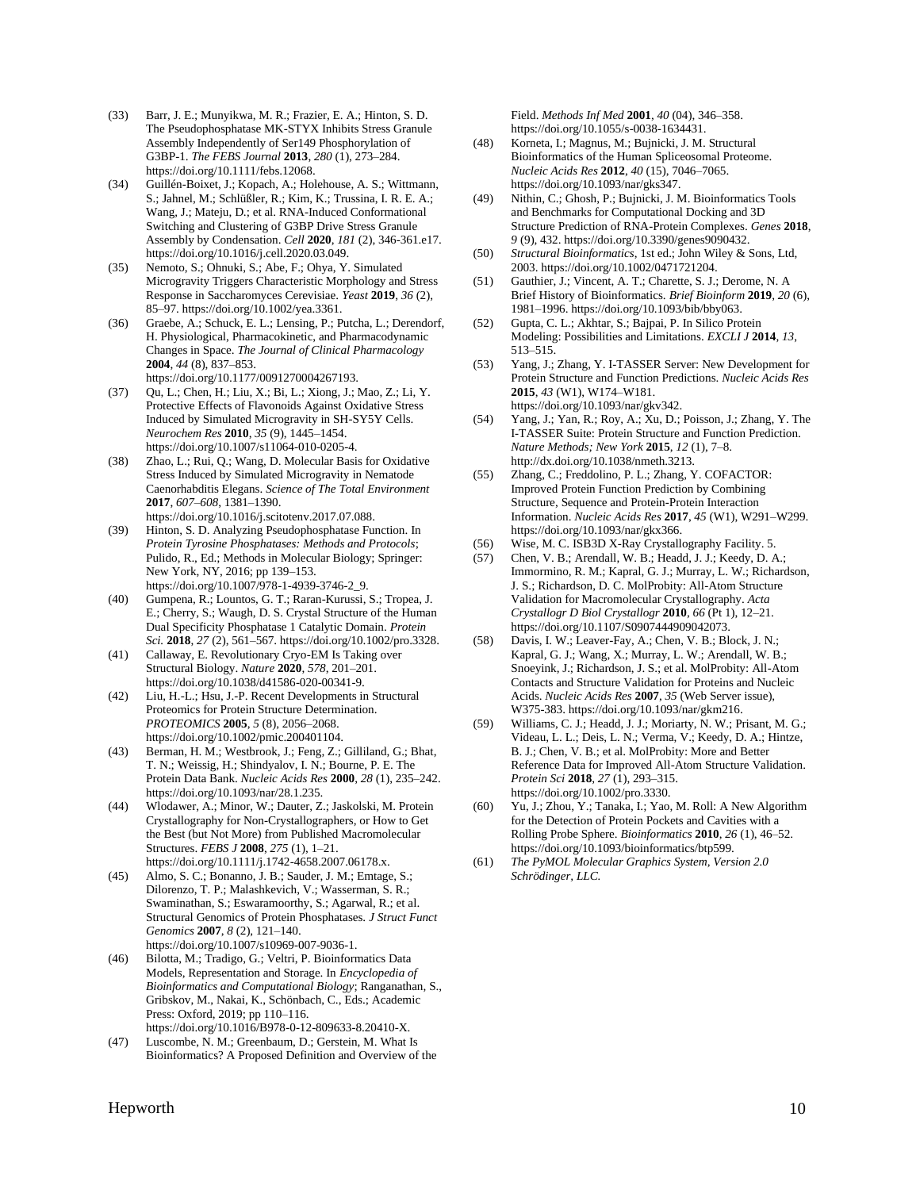(33) Barr, J. E.; Munyikwa, M. R.; Frazier, E. A.; Hinton, S. D. The Pseudophosphatase MK-STYX Inhibits Stress Granule Assembly Independently of Ser149 Phosphorylation of G3BP-1. *The FEBS Journal* **2013**, *280* (1), 273–284. https://doi.org/10.1111/febs.12068.

(34) Guillén-Boixet, J.; Kopach, A.; Holehouse, A. S.; Wittmann, S.; Jahnel, M.; Schlüßler, R.; Kim, K.; Trussina, I. R. E. A.; Wang, J.; Mateju, D.; et al. RNA-Induced Conformational Switching and Clustering of G3BP Drive Stress Granule Assembly by Condensation. *Cell* **2020**, *181* (2), 346-361.e17. https://doi.org/10.1016/j.cell.2020.03.049.

(35) Nemoto, S.; Ohnuki, S.; Abe, F.; Ohya, Y. Simulated Microgravity Triggers Characteristic Morphology and Stress Response in Saccharomyces Cerevisiae. *Yeast* **2019**, *36* (2), 85–97. https://doi.org/10.1002/yea.3361.

(36) Graebe, A.; Schuck, E. L.; Lensing, P.; Putcha, L.; Derendorf, H. Physiological, Pharmacokinetic, and Pharmacodynamic Changes in Space. *The Journal of Clinical Pharmacology* **2004**, *44* (8), 837–853. https://doi.org/10.1177/0091270004267193.

(37) Qu, L.; Chen, H.; Liu, X.; Bi, L.; Xiong, J.; Mao, Z.; Li, Y. Protective Effects of Flavonoids Against Oxidative Stress Induced by Simulated Microgravity in SH-SY5Y Cells. *Neurochem Res* **2010**, *35* (9), 1445–1454. https://doi.org/10.1007/s11064-010-0205-4.

(38) Zhao, L.; Rui, Q.; Wang, D. Molecular Basis for Oxidative Stress Induced by Simulated Microgravity in Nematode Caenorhabditis Elegans. *Science of The Total Environment* **2017**, *607–608*, 1381–1390. https://doi.org/10.1016/j.scitotenv.2017.07.088.

(39) Hinton, S. D. Analyzing Pseudophosphatase Function. In *Protein Tyrosine Phosphatases: Methods and Protocols*; Pulido, R., Ed.; Methods in Molecular Biology; Springer: New York, NY, 2016; pp 139–153. https://doi.org/10.1007/978-1-4939-3746-2_9.

(40) Gumpena, R.; Lountos, G. T.; Raran-Kurussi, S.; Tropea, J. E.; Cherry, S.; Waugh, D. S. Crystal Structure of the Human Dual Specificity Phosphatase 1 Catalytic Domain. *Protein Sci.* **2018**, *27* (2), 561–567. https://doi.org/10.1002/pro.3328.

(41) Callaway, E. Revolutionary Cryo-EM Is Taking over Structural Biology. *Nature* **2020**, *578*, 201–201. https://doi.org/10.1038/d41586-020-00341-9.

(42) Liu, H.-L.; Hsu, J.-P. Recent Developments in Structural Proteomics for Protein Structure Determination. *PROTEOMICS* **2005**, *5* (8), 2056–2068. https://doi.org/10.1002/pmic.200401104.

(43) Berman, H. M.; Westbrook, J.; Feng, Z.; Gilliland, G.; Bhat, T. N.; Weissig, H.; Shindyalov, I. N.; Bourne, P. E. The Protein Data Bank. *Nucleic Acids Res* **2000**, *28* (1), 235–242. https://doi.org/10.1093/nar/28.1.235.

(44) Wlodawer, A.; Minor, W.; Dauter, Z.; Jaskolski, M. Protein Crystallography for Non-Crystallographers, or How to Get the Best (but Not More) from Published Macromolecular Structures. *FEBS J* **2008**, *275* (1), 1–21. https://doi.org/10.1111/j.1742-4658.2007.06178.x.

(45) Almo, S. C.; Bonanno, J. B.; Sauder, J. M.; Emtage, S.; Dilorenzo, T. P.; Malashkevich, V.; Wasserman, S. R.; Swaminathan, S.; Eswaramoorthy, S.; Agarwal, R.; et al. Structural Genomics of Protein Phosphatases. *J Struct Funct Genomics* **2007**, *8* (2), 121–140. https://doi.org/10.1007/s10969-007-9036-1.

(46) Bilotta, M.; Tradigo, G.; Veltri, P. Bioinformatics Data Models, Representation and Storage. In *Encyclopedia of Bioinformatics and Computational Biology*; Ranganathan, S., Gribskov, M., Nakai, K., Schönbach, C., Eds.; Academic Press: Oxford, 2019; pp 110–116. https://doi.org/10.1016/B978-0-12-809633-8.20410-X.

(47) Luscombe, N. M.; Greenbaum, D.; Gerstein, M. What Is Bioinformatics? A Proposed Definition and Overview of the Field. *Methods Inf Med* **2001**, *40* (04), 346–358. https://doi.org/10.1055/s-0038-1634431.

(48) Korneta, I.; Magnus, M.; Bujnicki, J. M. Structural Bioinformatics of the Human Spliceosomal Proteome. *Nucleic Acids Res* **2012**, *40* (15), 7046–7065. https://doi.org/10.1093/nar/gks347.

(49) Nithin, C.; Ghosh, P.; Bujnicki, J. M. Bioinformatics Tools and Benchmarks for Computational Docking and 3D Structure Prediction of RNA-Protein Complexes. *Genes* **2018**, *9* (9), 432. https://doi.org/10.3390/genes9090432.

(50) *Structural Bioinformatics*, 1st ed.; John Wiley & Sons, Ltd, 2003. https://doi.org/10.1002/0471721204.

(51) Gauthier, J.; Vincent, A. T.; Charette, S. J.; Derome, N. A Brief History of Bioinformatics. *Brief Bioinform* **2019**, *20* (6), 1981–1996. https://doi.org/10.1093/bib/bby063.

(52) Gupta, C. L.; Akhtar, S.; Bajpai, P. In Silico Protein Modeling: Possibilities and Limitations. *EXCLI J* **2014**, *13*, 513–515.

(53) Yang, J.; Zhang, Y. I-TASSER Server: New Development for Protein Structure and Function Predictions. *Nucleic Acids Res* **2015**, *43* (W1), W174–W181. https://doi.org/10.1093/nar/gkv342.

(54) Yang, J.; Yan, R.; Roy, A.; Xu, D.; Poisson, J.; Zhang, Y. The I-TASSER Suite: Protein Structure and Function Prediction. *Nature Methods; New York* **2015**, *12* (1), 7–8. http://dx.doi.org/10.1038/nmeth.3213.

(55) Zhang, C.; Freddolino, P. L.; Zhang, Y. COFACTOR: Improved Protein Function Prediction by Combining Structure, Sequence and Protein-Protein Interaction Information. *Nucleic Acids Res* **2017**, *45* (W1), W291–W299. https://doi.org/10.1093/nar/gkx366.

(56) Wise, M. C. ISB3D X-Ray Crystallography Facility. 5.

(57) Chen, V. B.; Arendall, W. B.; Headd, J. J.; Keedy, D. A.; Immormino, R. M.; Kapral, G. J.; Murray, L. W.; Richardson, J. S.; Richardson, D. C. MolProbity: All-Atom Structure Validation for Macromolecular Crystallography. *Acta Crystallogr D Biol Crystallogr* **2010**, *66* (Pt 1), 12–21. https://doi.org/10.1107/S0907444909042073.

(58) Davis, I. W.; Leaver-Fay, A.; Chen, V. B.; Block, J. N.; Kapral, G. J.; Wang, X.; Murray, L. W.; Arendall, W. B.; Snoeyink, J.; Richardson, J. S.; et al. MolProbity: All-Atom Contacts and Structure Validation for Proteins and Nucleic Acids. *Nucleic Acids Res* **2007**, *35* (Web Server issue), W375-383. https://doi.org/10.1093/nar/gkm216.

(59) Williams, C. J.; Headd, J. J.; Moriarty, N. W.; Prisant, M. G.; Videau, L. L.; Deis, L. N.; Verma, V.; Keedy, D. A.; Hintze, B. J.; Chen, V. B.; et al. MolProbity: More and Better Reference Data for Improved All-Atom Structure Validation. *Protein Sci* **2018**, *27* (1), 293–315. https://doi.org/10.1002/pro.3330.

(60) Yu, J.; Zhou, Y.; Tanaka, I.; Yao, M. Roll: A New Algorithm for the Detection of Protein Pockets and Cavities with a Rolling Probe Sphere. *Bioinformatics* **2010**, *26* (1), 46–52. https://doi.org/10.1093/bioinformatics/btp599.

(61) *The PyMOL Molecular Graphics System, Version 2.0 Schrödinger, LLC.*